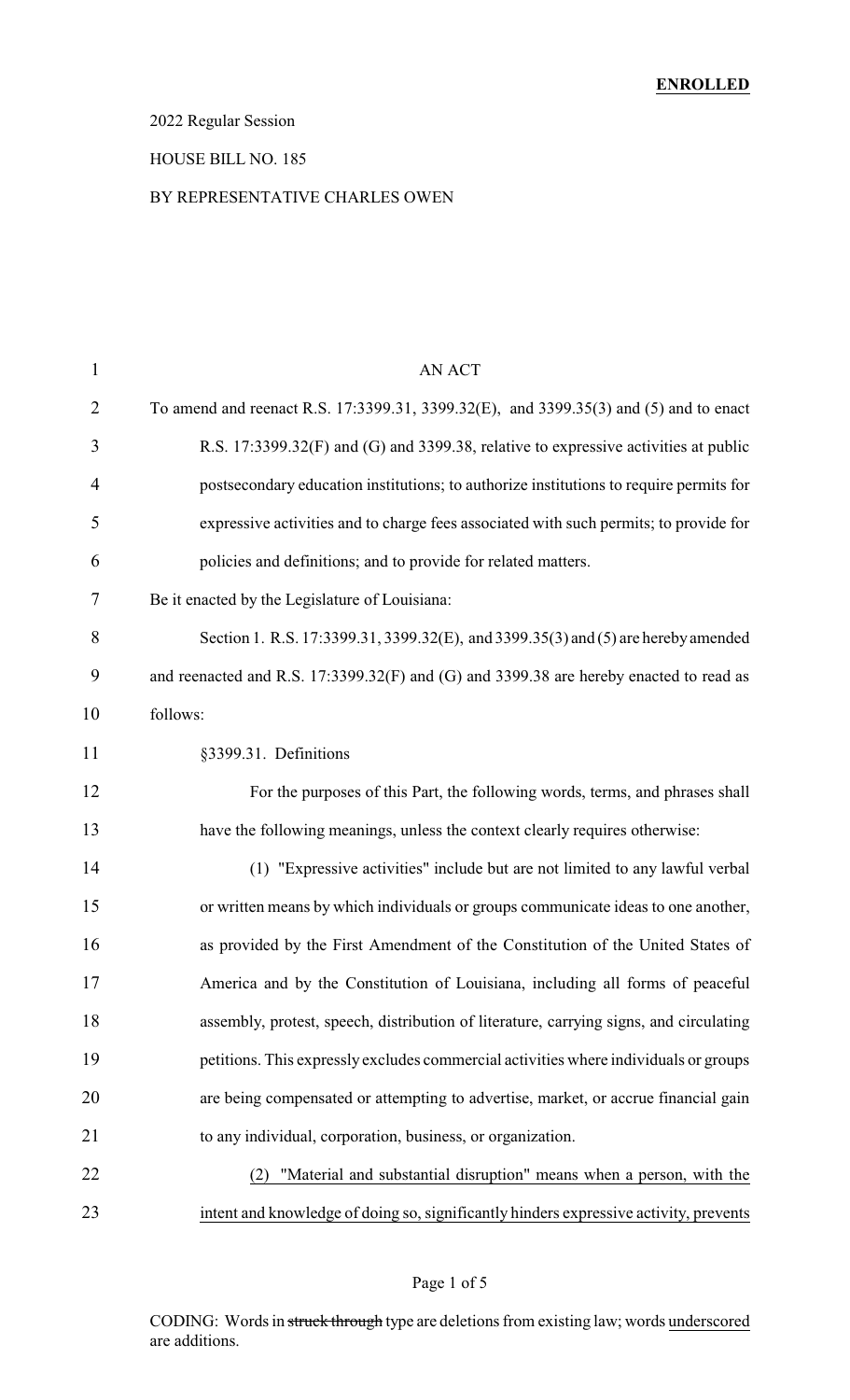**ENROLLED**

2022 Regular Session

HOUSE BILL NO. 185

BY REPRESENTATIVE CHARLES OWEN

AN ACT

To amend and reenact R.S. 17:3399.31, 3399.32(E), and 3399.35(3) and (5) and to enact R.S. 17:3399.32(F) and (G) and 3399.38, relative to expressive activities at public postsecondary education institutions; to authorize institutions to require permits for expressive activities and to charge fees associated with such permits; to provide for policies and definitions; and to provide for related matters.

Be it enacted by the Legislature of Louisiana:

Section 1. R.S. 17:3399.31, 3399.32(E), and 3399.35(3) and (5) are hereby amended and reenacted and R.S. 17:3399.32(F) and (G) and 3399.38 are hereby enacted to read as follows:

§3399.31. Definitions

For the purposes of this Part, the following words, terms, and phrases shall have the following meanings, unless the context clearly requires otherwise:

(1) "Expressive activities" include but are not limited to any lawful verbal or written means by which individuals or groups communicate ideas to one another, as provided by the First Amendment of the Constitution of the United States of America and by the Constitution of Louisiana, including all forms of peaceful assembly, protest, speech, distribution of literature, carrying signs, and circulating petitions. This expressly excludes commercial activities where individuals or groups are being compensated or attempting to advertise, market, or accrue financial gain to any individual, corporation, business, or organization.

<u>(2) "Material and substantial disruption" means when a person, with the intent and knowledge of doing so, significantly hinders expressive activity, prevents</u>

CODING: Words in ~~struck through~~ type are deletions from existing law; words <u>underscored</u> are additions.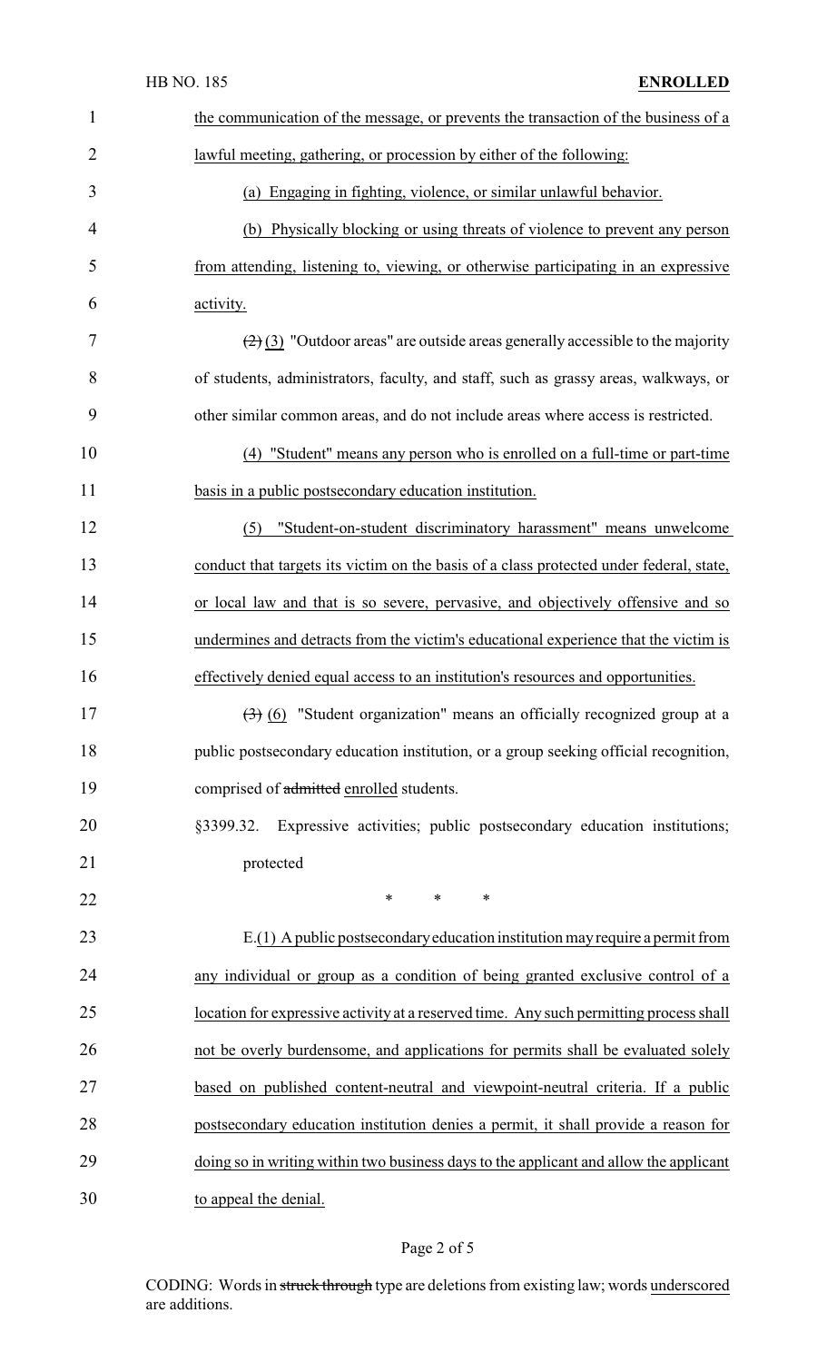the communication of the message, or prevents the transaction of the business of a lawful meeting, gathering, or procession by either of the following:

(a) Engaging in fighting, violence, or similar unlawful behavior.

(b) Physically blocking or using threats of violence to prevent any person from attending, listening to, viewing, or otherwise participating in an expressive activity.

~~(2)~~ (3) "Outdoor areas" are outside areas generally accessible to the majority of students, administrators, faculty, and staff, such as grassy areas, walkways, or other similar common areas, and do not include areas where access is restricted.

(4) "Student" means any person who is enrolled on a full-time or part-time basis in a public postsecondary education institution.

(5) "Student-on-student discriminatory harassment" means unwelcome conduct that targets its victim on the basis of a class protected under federal, state, or local law and that is so severe, pervasive, and objectively offensive and so undermines and detracts from the victim's educational experience that the victim is effectively denied equal access to an institution's resources and opportunities.

~~(3)~~ (6) "Student organization" means an officially recognized group at a public postsecondary education institution, or a group seeking official recognition, comprised of ~~admitted~~ enrolled students.

§3399.32. Expressive activities; public postsecondary education institutions; protected

\* \* \*

E.(1) A public postsecondary education institution may require a permit from any individual or group as a condition of being granted exclusive control of a location for expressive activity at a reserved time. Any such permitting process shall not be overly burdensome, and applications for permits shall be evaluated solely based on published content-neutral and viewpoint-neutral criteria. If a public postsecondary education institution denies a permit, it shall provide a reason for doing so in writing within two business days to the applicant and allow the applicant to appeal the denial.

CODING: Words in ~~struck through~~ type are deletions from existing law; words underscored are additions.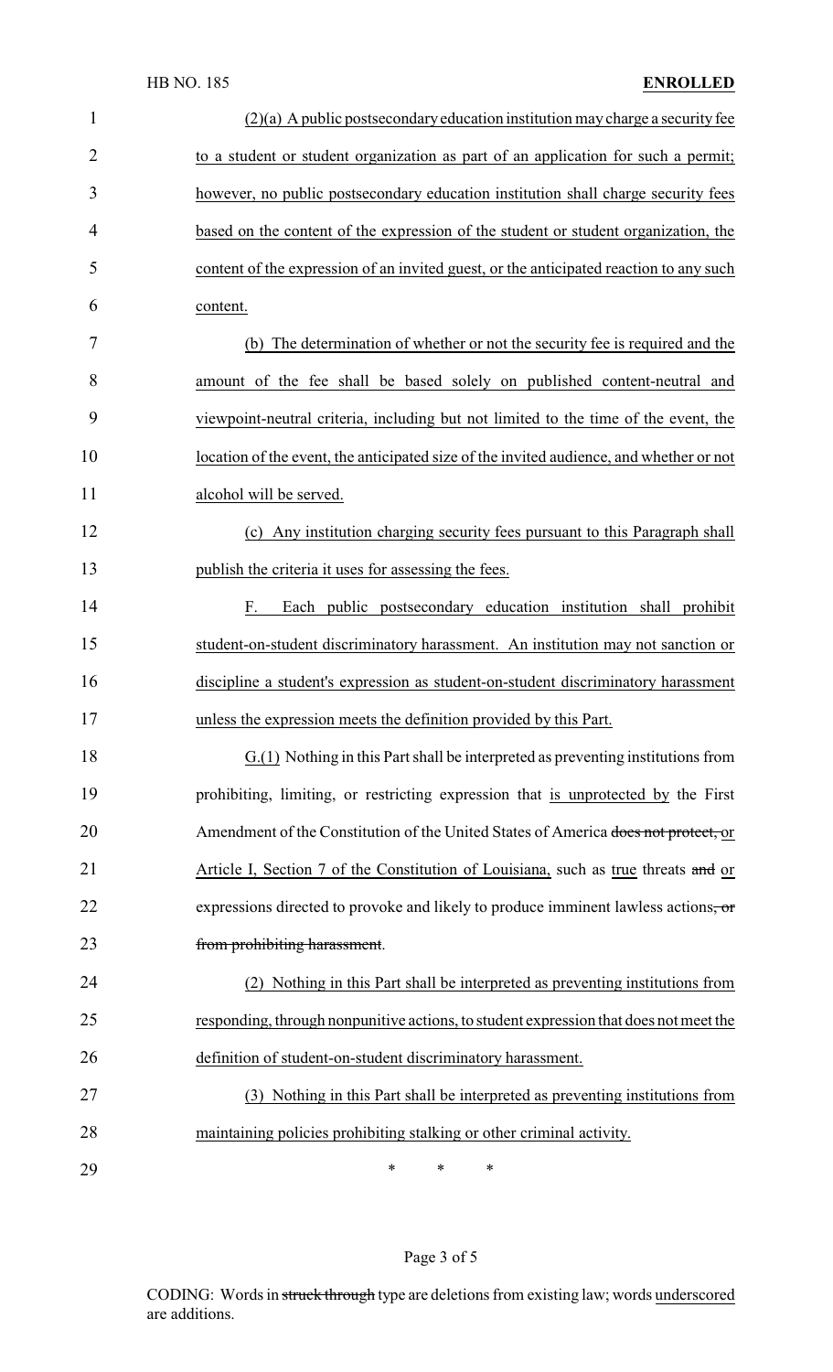(2)(a) A public postsecondary education institution may charge a security fee to a student or student organization as part of an application for such a permit; however, no public postsecondary education institution shall charge security fees based on the content of the expression of the student or student organization, the content of the expression of an invited guest, or the anticipated reaction to any such content.

(b) The determination of whether or not the security fee is required and the amount of the fee shall be based solely on published content-neutral and viewpoint-neutral criteria, including but not limited to the time of the event, the location of the event, the anticipated size of the invited audience, and whether or not alcohol will be served.

(c) Any institution charging security fees pursuant to this Paragraph shall publish the criteria it uses for assessing the fees.

F. Each public postsecondary education institution shall prohibit student-on-student discriminatory harassment. An institution may not sanction or discipline a student's expression as student-on-student discriminatory harassment unless the expression meets the definition provided by this Part.

G.(1) Nothing in this Part shall be interpreted as preventing institutions from prohibiting, limiting, or restricting expression that is unprotected by the First Amendment of the Constitution of the United States of America ~~does not protect,~~ or Article I, Section 7 of the Constitution of Louisiana, such as true threats ~~and~~ or expressions directed to provoke and likely to produce imminent lawless actions~~, or from prohibiting harassment~~.

(2) Nothing in this Part shall be interpreted as preventing institutions from responding, through nonpunitive actions, to student expression that does not meet the definition of student-on-student discriminatory harassment.

(3) Nothing in this Part shall be interpreted as preventing institutions from maintaining policies prohibiting stalking or other criminal activity.

\* \* \*

CODING: Words in ~~struck through~~ type are deletions from existing law; words underscored are additions.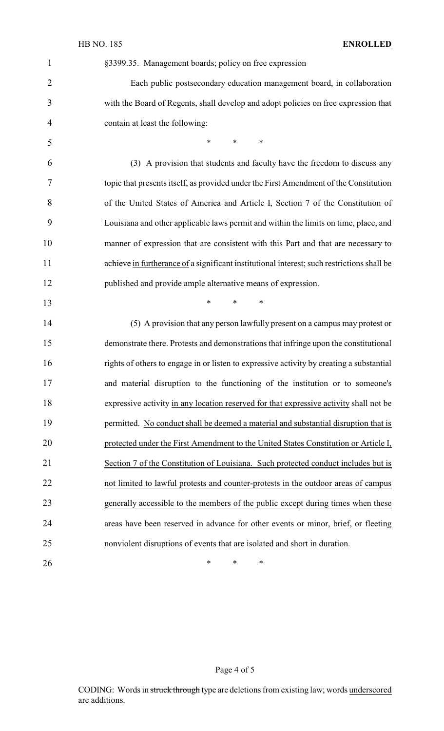§3399.35. Management boards; policy on free expression

Each public postsecondary education management board, in collaboration with the Board of Regents, shall develop and adopt policies on free expression that contain at least the following:

\* \* \*

(3) A provision that students and faculty have the freedom to discuss any topic that presents itself, as provided under the First Amendment of the Constitution of the United States of America and Article I, Section 7 of the Constitution of Louisiana and other applicable laws permit and within the limits on time, place, and manner of expression that are consistent with this Part and that are ~~necessary to achieve~~ <u>in furtherance of</u> a significant institutional interest; such restrictions shall be published and provide ample alternative means of expression.

\* \* \*

(5) A provision that any person lawfully present on a campus may protest or demonstrate there. Protests and demonstrations that infringe upon the constitutional rights of others to engage in or listen to expressive activity by creating a substantial and material disruption to the functioning of the institution or to someone's expressive activity <u>in any location reserved for that expressive activity</u> shall not be permitted. <u>No conduct shall be deemed a material and substantial disruption that is protected under the First Amendment to the United States Constitution or Article I, Section 7 of the Constitution of Louisiana. Such protected conduct includes but is not limited to lawful protests and counter-protests in the outdoor areas of campus generally accessible to the members of the public except during times when these areas have been reserved in advance for other events or minor, brief, or fleeting nonviolent disruptions of events that are isolated and short in duration.</u>

\* \* \*

CODING: Words in ~~struck through~~ type are deletions from existing law; words <u>underscored</u> are additions.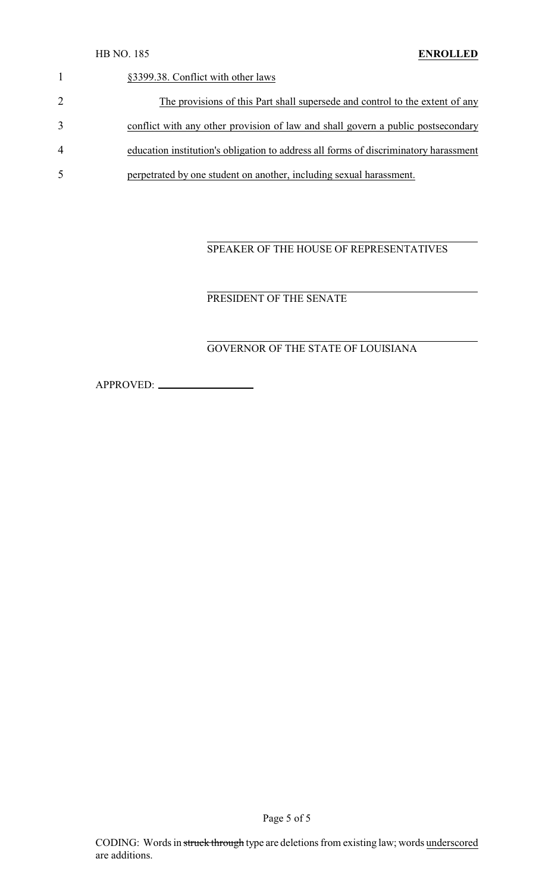§3399.38. Conflict with other laws

The provisions of this Part shall supersede and control to the extent of any conflict with any other provision of law and shall govern a public postsecondary education institution's obligation to address all forms of discriminatory harassment perpetrated by one student on another, including sexual harassment.

SPEAKER OF THE HOUSE OF REPRESENTATIVES

PRESIDENT OF THE SENATE

GOVERNOR OF THE STATE OF LOUISIANA

APPROVED: \_\_\_\_\_\_\_\_\_\_\_\_\_\_\_\_\_\_

CODING: Words in ~~struck through~~ type are deletions from existing law; words underscored are additions.